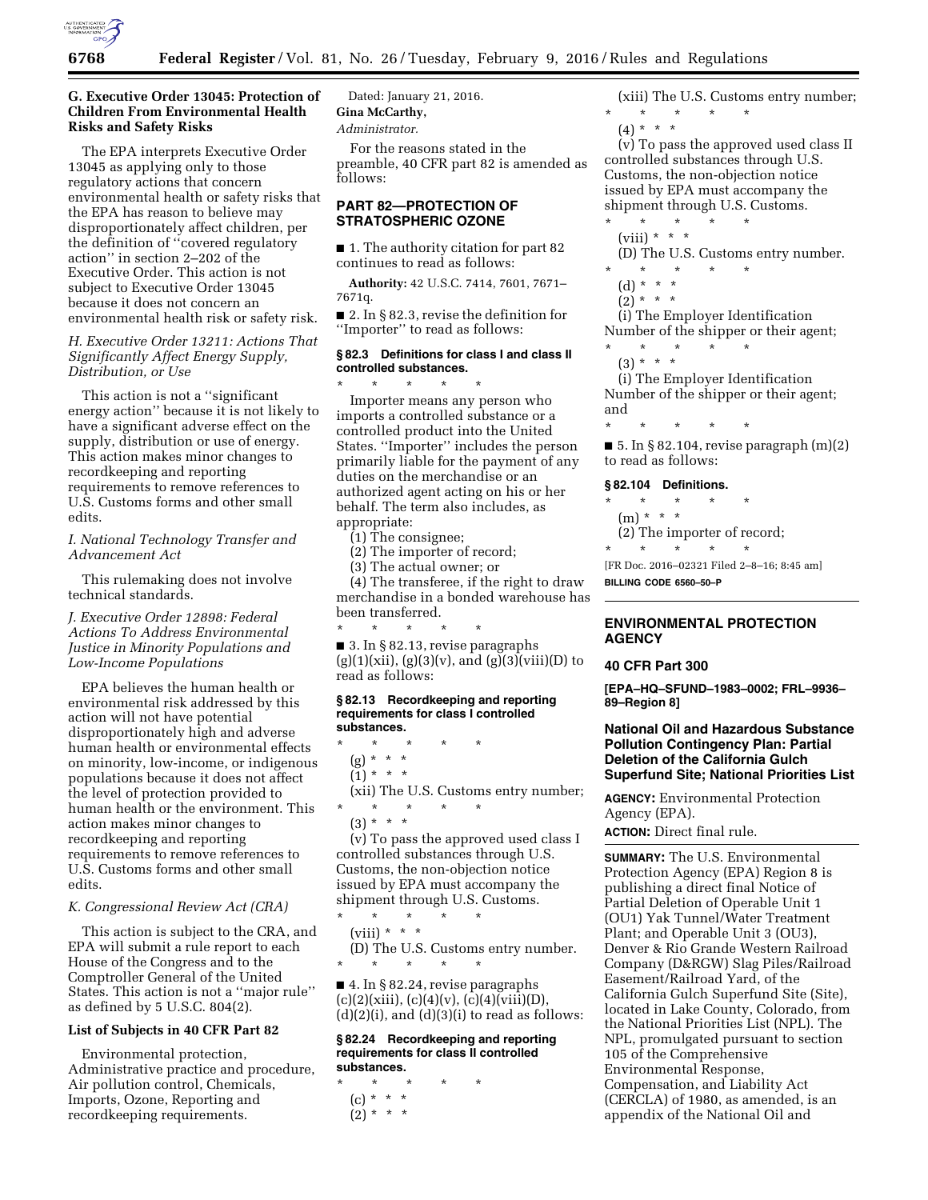### G. Executive Order 13045: Protection of Children From Environmental Health Risks and Safety Risks

The EPA interprets Executive Order 13045 as applying only to those regulatory actions that concern environmental health or safety risks that the EPA has reason to believe may disproportionately affect children, per the definition of "covered regulatory action" in section 2–202 of the Executive Order. This action is not subject to Executive Order 13045 because it does not concern an environmental health risk or safety risk.

### *H. Executive Order 13211: Actions That Significantly Affect Energy Supply, Distribution, or Use*

This action is not a "significant energy action" because it is not likely to have a significant adverse effect on the supply, distribution or use of energy. This action makes minor changes to recordkeeping and reporting requirements to remove references to U.S. Customs forms and other small edits.

### *I. National Technology Transfer and Advancement Act*

This rulemaking does not involve technical standards.

### *J. Executive Order 12898: Federal Actions To Address Environmental Justice in Minority Populations and Low-Income Populations*

EPA believes the human health or environmental risk addressed by this action will not have potential disproportionately high and adverse human health or environmental effects on minority, low-income, or indigenous populations because it does not affect the level of protection provided to human health or the environment. This action makes minor changes to recordkeeping and reporting requirements to remove references to U.S. Customs forms and other small edits.

### *K. Congressional Review Act (CRA)*

This action is subject to the CRA, and EPA will submit a rule report to each House of the Congress and to the Comptroller General of the United States. This action is not a "major rule" as defined by 5 U.S.C. 804(2).

### List of Subjects in 40 CFR Part 82

Environmental protection, Administrative practice and procedure, Air pollution control, Chemicals, Imports, Ozone, Reporting and recordkeeping requirements.

Dated: January 21, 2016.

**Gina McCarthy,**

*Administrator.*

For the reasons stated in the preamble, 40 CFR part 82 is amended as follows:

## PART 82—PROTECTION OF STRATOSPHERIC OZONE

■ 1. The authority citation for part 82 continues to read as follows:

**Authority:** 42 U.S.C. 7414, 7601, 7671–7671q.

■ 2. In § 82.3, revise the definition for "Importer" to read as follows:

#### § 82.3 Definitions for class I and class II controlled substances.

\* \* \* \* \*

Importer means any person who imports a controlled substance or a controlled product into the United States. "Importer" includes the person primarily liable for the payment of any duties on the merchandise or an authorized agent acting on his or her behalf. The term also includes, as appropriate:

(1) The consignee;

(2) The importer of record;

(3) The actual owner; or

(4) The transferee, if the right to draw merchandise in a bonded warehouse has been transferred.

\* \* \* \* \*

■ 3. In § 82.13, revise paragraphs (g)(1)(xii), (g)(3)(v), and (g)(3)(viii)(D) to read as follows:

#### § 82.13 Recordkeeping and reporting requirements for class I controlled substances.

\* \* \* \* \*

(g) \* \* \*

(1) \* \* \*

(xii) The U.S. Customs entry number;

\* \* \* \* \*

(3) \* \* \*

(v) To pass the approved used class I controlled substances through U.S. Customs, the non-objection notice issued by EPA must accompany the shipment through U.S. Customs.

\* \* \* \* \*

(viii) \* \* \*

(D) The U.S. Customs entry number.

\* \* \* \* \*

■ 4. In § 82.24, revise paragraphs (c)(2)(xiii), (c)(4)(v), (c)(4)(viii)(D), (d)(2)(i), and (d)(3)(i) to read as follows:

#### § 82.24 Recordkeeping and reporting requirements for class II controlled substances.

\* \* \* \* \*

(c) \* \* \*

(2) \* \* \*

(xiii) The U.S. Customs entry number;

\* \* \* \* \*

(4) \* \* \*

(v) To pass the approved used class II controlled substances through U.S. Customs, the non-objection notice issued by EPA must accompany the shipment through U.S. Customs.

\* \* \* \* \*

(viii) \* \* \*

(D) The U.S. Customs entry number.

\* \* \* \* \*

(d) \* \* \*

(2) \* \* \*

(i) The Employer Identification Number of the shipper or their agent;

\* \* \* \* \*

(3) \* \* \*

(i) The Employer Identification Number of the shipper or their agent; and

\* \* \* \* \*

■ 5. In § 82.104, revise paragraph (m)(2) to read as follows:

#### § 82.104 Definitions.

\* \* \* \* \*

(m) \* \* \*

(2) The importer of record;

\* \* \* \* \*

[FR Doc. 2016–02321 Filed 2–8–16; 8:45 am]

**BILLING CODE 6560–50–P**

---

## ENVIRONMENTAL PROTECTION AGENCY

### 40 CFR Part 300

**[EPA–HQ–SFUND–1983–0002; FRL–9936–89–Region 8]**

### National Oil and Hazardous Substance Pollution Contingency Plan: Partial Deletion of the California Gulch Superfund Site; National Priorities List

**AGENCY:** Environmental Protection Agency (EPA).

**ACTION:** Direct final rule.

**SUMMARY:** The U.S. Environmental Protection Agency (EPA) Region 8 is publishing a direct final Notice of Partial Deletion of Operable Unit 1 (OU1) Yak Tunnel/Water Treatment Plant; and Operable Unit 3 (OU3), Denver & Rio Grande Western Railroad Company (D&RGW) Slag Piles/Railroad Easement/Railroad Yard, of the California Gulch Superfund Site (Site), located in Lake County, Colorado, from the National Priorities List (NPL). The NPL, promulgated pursuant to section 105 of the Comprehensive Environmental Response, Compensation, and Liability Act (CERCLA) of 1980, as amended, is an appendix of the National Oil and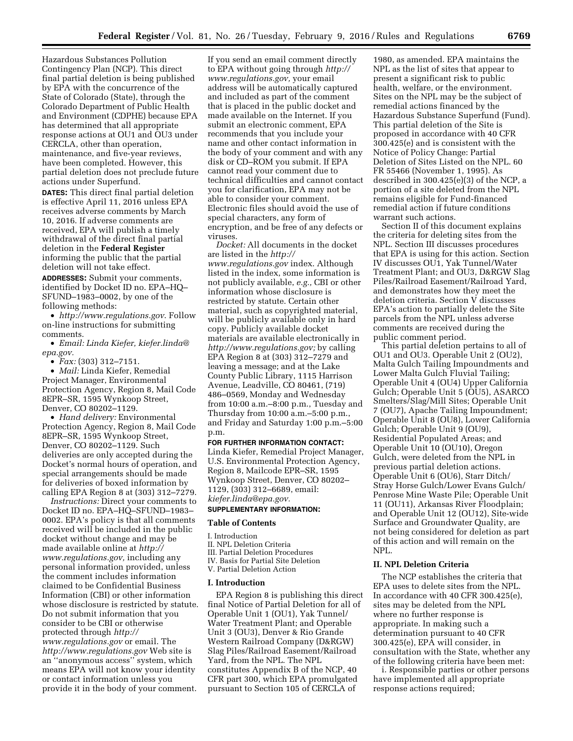Hazardous Substances Pollution Contingency Plan (NCP). This direct final partial deletion is being published by EPA with the concurrence of the State of Colorado (State), through the Colorado Department of Public Health and Environment (CDPHE) because EPA has determined that all appropriate response actions at OU1 and OU3 under CERCLA, other than operation, maintenance, and five-year reviews, have been completed. However, this partial deletion does not preclude future actions under Superfund.

**DATES:** This direct final partial deletion is effective April 11, 2016 unless EPA receives adverse comments by March 10, 2016. If adverse comments are received, EPA will publish a timely withdrawal of the direct final partial deletion in the **Federal Register** informing the public that the partial deletion will not take effect.

**ADDRESSES:** Submit your comments, identified by Docket ID no. EPA–HQ–SFUND–1983–0002, by one of the following methods:

• *http://www.regulations.gov.* Follow on-line instructions for submitting comments.

• *Email: Linda Kiefer, kiefer.linda@epa.gov.*

• *Fax:* (303) 312–7151.

• *Mail:* Linda Kiefer, Remedial Project Manager, Environmental Protection Agency, Region 8, Mail Code 8EPR–SR, 1595 Wynkoop Street, Denver, CO 80202–1129.

• *Hand delivery:* Environmental Protection Agency, Region 8, Mail Code 8EPR–SR, 1595 Wynkoop Street, Denver, CO 80202–1129. Such deliveries are only accepted during the Docket's normal hours of operation, and special arrangements should be made for deliveries of boxed information by calling EPA Region 8 at (303) 312–7279.

*Instructions:* Direct your comments to Docket ID no. EPA–HQ–SFUND–1983–0002. EPA's policy is that all comments received will be included in the public docket without change and may be made available online at *http://www.regulations.gov,* including any personal information provided, unless the comment includes information claimed to be Confidential Business Information (CBI) or other information whose disclosure is restricted by statute. Do not submit information that you consider to be CBI or otherwise protected through *http://www.regulations.gov* or email. The *http://www.regulations.gov* Web site is an ''anonymous access'' system, which means EPA will not know your identity or contact information unless you provide it in the body of your comment. If you send an email comment directly to EPA without going through *http://www.regulations.gov,* your email address will be automatically captured and included as part of the comment that is placed in the public docket and made available on the Internet. If you submit an electronic comment, EPA recommends that you include your name and other contact information in the body of your comment and with any disk or CD–ROM you submit. If EPA cannot read your comment due to technical difficulties and cannot contact you for clarification, EPA may not be able to consider your comment. Electronic files should avoid the use of special characters, any form of encryption, and be free of any defects or viruses.

*Docket:* All documents in the docket are listed in the *http://www.regulations.gov* index. Although listed in the index, some information is not publicly available, *e.g.,* CBI or other information whose disclosure is restricted by statute. Certain other material, such as copyrighted material, will be publicly available only in hard copy. Publicly available docket materials are available electronically in *http://www.regulations.gov;* by calling EPA Region 8 at (303) 312–7279 and leaving a message; and at the Lake County Public Library, 1115 Harrison Avenue, Leadville, CO 80461, (719) 486–0569, Monday and Wednesday from 10:00 a.m.–8:00 p.m., Tuesday and Thursday from 10:00 a.m.–5:00 p.m., and Friday and Saturday 1:00 p.m.–5:00 p.m.

**FOR FURTHER INFORMATION CONTACT:** Linda Kiefer, Remedial Project Manager, U.S. Environmental Protection Agency, Region 8, Mailcode EPR–SR, 1595 Wynkoop Street, Denver, CO 80202–1129, (303) 312–6689, email: *kiefer.linda@epa.gov.*

**SUPPLEMENTARY INFORMATION:**

### Table of Contents

I. Introduction
II. NPL Deletion Criteria
III. Partial Deletion Procedures
IV. Basis for Partial Site Deletion
V. Partial Deletion Action

## I. Introduction

EPA Region 8 is publishing this direct final Notice of Partial Deletion for all of Operable Unit 1 (OU1), Yak Tunnel/Water Treatment Plant; and Operable Unit 3 (OU3), Denver & Rio Grande Western Railroad Company (D&RGW) Slag Piles/Railroad Easement/Railroad Yard, from the NPL. The NPL constitutes Appendix B of the NCP, 40 CFR part 300, which EPA promulgated pursuant to Section 105 of CERCLA of 1980, as amended. EPA maintains the NPL as the list of sites that appear to present a significant risk to public health, welfare, or the environment. Sites on the NPL may be the subject of remedial actions financed by the Hazardous Substance Superfund (Fund). This partial deletion of the Site is proposed in accordance with 40 CFR 300.425(e) and is consistent with the Notice of Policy Change: Partial Deletion of Sites Listed on the NPL. 60 FR 55466 (November 1, 1995). As described in 300.425(e)(3) of the NCP, a portion of a site deleted from the NPL remains eligible for Fund-financed remedial action if future conditions warrant such actions.

Section II of this document explains the criteria for deleting sites from the NPL. Section III discusses procedures that EPA is using for this action. Section IV discusses OU1, Yak Tunnel/Water Treatment Plant; and OU3, D&RGW Slag Piles/Railroad Easement/Railroad Yard, and demonstrates how they meet the deletion criteria. Section V discusses EPA's action to partially delete the Site parcels from the NPL unless adverse comments are received during the public comment period.

This partial deletion pertains to all of OU1 and OU3. Operable Unit 2 (OU2), Malta Gulch Tailing Impoundments and Lower Malta Gulch Fluvial Tailing; Operable Unit 4 (OU4) Upper California Gulch; Operable Unit 5 (OU5), ASARCO Smelters/Slag/Mill Sites; Operable Unit 7 (OU7), Apache Tailing Impoundment; Operable Unit 8 (OU8), Lower California Gulch; Operable Unit 9 (OU9), Residential Populated Areas; and Operable Unit 10 (OU10), Oregon Gulch, were deleted from the NPL in previous partial deletion actions. Operable Unit 6 (OU6), Starr Ditch/Stray Horse Gulch/Lower Evans Gulch/Penrose Mine Waste Pile; Operable Unit 11 (OU11), Arkansas River Floodplain; and Operable Unit 12 (OU12), Site-wide Surface and Groundwater Quality, are not being considered for deletion as part of this action and will remain on the NPL.

## II. NPL Deletion Criteria

The NCP establishes the criteria that EPA uses to delete sites from the NPL. In accordance with 40 CFR 300.425(e), sites may be deleted from the NPL where no further response is appropriate. In making such a determination pursuant to 40 CFR 300.425(e), EPA will consider, in consultation with the State, whether any of the following criteria have been met:

i. Responsible parties or other persons have implemented all appropriate response actions required;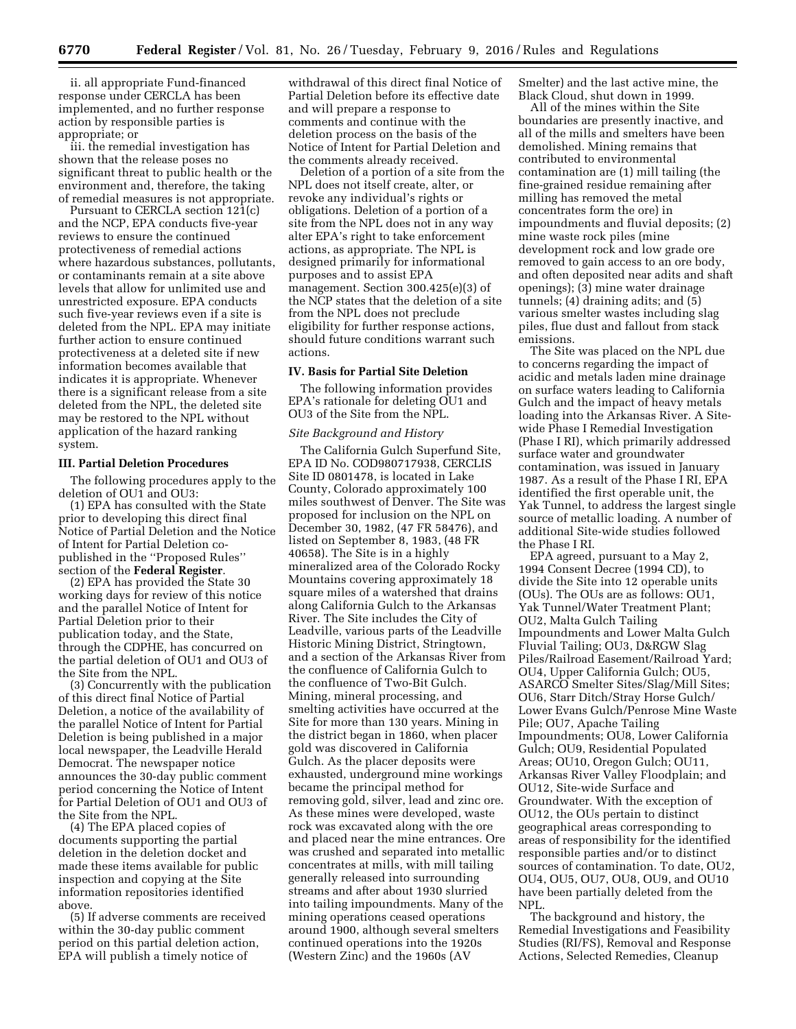ii. all appropriate Fund-financed response under CERCLA has been implemented, and no further response action by responsible parties is appropriate; or

iii. the remedial investigation has shown that the release poses no significant threat to public health or the environment and, therefore, the taking of remedial measures is not appropriate.

Pursuant to CERCLA section 121(c) and the NCP, EPA conducts five-year reviews to ensure the continued protectiveness of remedial actions where hazardous substances, pollutants, or contaminants remain at a site above levels that allow for unlimited use and unrestricted exposure. EPA conducts such five-year reviews even if a site is deleted from the NPL. EPA may initiate further action to ensure continued protectiveness at a deleted site if new information becomes available that indicates it is appropriate. Whenever there is a significant release from a site deleted from the NPL, the deleted site may be restored to the NPL without application of the hazard ranking system.

### III. Partial Deletion Procedures

The following procedures apply to the deletion of OU1 and OU3:

(1) EPA has consulted with the State prior to developing this direct final Notice of Partial Deletion and the Notice of Intent for Partial Deletion co-published in the ''Proposed Rules'' section of the **Federal Register**.

(2) EPA has provided the State 30 working days for review of this notice and the parallel Notice of Intent for Partial Deletion prior to their publication today, and the State, through the CDPHE, has concurred on the partial deletion of OU1 and OU3 of the Site from the NPL.

(3) Concurrently with the publication of this direct final Notice of Partial Deletion, a notice of the availability of the parallel Notice of Intent for Partial Deletion is being published in a major local newspaper, the Leadville Herald Democrat. The newspaper notice announces the 30-day public comment period concerning the Notice of Intent for Partial Deletion of OU1 and OU3 of the Site from the NPL.

(4) The EPA placed copies of documents supporting the partial deletion in the deletion docket and made these items available for public inspection and copying at the Site information repositories identified above.

(5) If adverse comments are received within the 30-day public comment period on this partial deletion action, EPA will publish a timely notice of withdrawal of this direct final Notice of Partial Deletion before its effective date and will prepare a response to comments and continue with the deletion process on the basis of the Notice of Intent for Partial Deletion and the comments already received.

Deletion of a portion of a site from the NPL does not itself create, alter, or revoke any individual's rights or obligations. Deletion of a portion of a site from the NPL does not in any way alter EPA's right to take enforcement actions, as appropriate. The NPL is designed primarily for informational purposes and to assist EPA management. Section 300.425(e)(3) of the NCP states that the deletion of a site from the NPL does not preclude eligibility for further response actions, should future conditions warrant such actions.

### IV. Basis for Partial Site Deletion

The following information provides EPA's rationale for deleting OU1 and OU3 of the Site from the NPL.

*Site Background and History*

The California Gulch Superfund Site, EPA ID No. COD980717938, CERCLIS Site ID 0801478, is located in Lake County, Colorado approximately 100 miles southwest of Denver. The Site was proposed for inclusion on the NPL on December 30, 1982, (47 FR 58476), and listed on September 8, 1983, (48 FR 40658). The Site is in a highly mineralized area of the Colorado Rocky Mountains covering approximately 18 square miles of a watershed that drains along California Gulch to the Arkansas River. The Site includes the City of Leadville, various parts of the Leadville Historic Mining District, Stringtown, and a section of the Arkansas River from the confluence of California Gulch to the confluence of Two-Bit Gulch. Mining, mineral processing, and smelting activities have occurred at the Site for more than 130 years. Mining in the district began in 1860, when placer gold was discovered in California Gulch. As the placer deposits were exhausted, underground mine workings became the principal method for removing gold, silver, lead and zinc ore. As these mines were developed, waste rock was excavated along with the ore and placed near the mine entrances. Ore was crushed and separated into metallic concentrates at mills, with mill tailing generally released into surrounding streams and after about 1930 slurried into tailing impoundments. Many of the mining operations ceased operations around 1900, although several smelters continued operations into the 1920s (Western Zinc) and the 1960s (AV Smelter) and the last active mine, the Black Cloud, shut down in 1999.

All of the mines within the Site boundaries are presently inactive, and all of the mills and smelters have been demolished. Mining remains that contributed to environmental contamination are (1) mill tailing (the fine-grained residue remaining after milling has removed the metal concentrates form the ore) in impoundments and fluvial deposits; (2) mine waste rock piles (mine development rock and low grade ore removed to gain access to an ore body, and often deposited near adits and shaft openings); (3) mine water drainage tunnels; (4) draining adits; and (5) various smelter wastes including slag piles, flue dust and fallout from stack emissions.

The Site was placed on the NPL due to concerns regarding the impact of acidic and metals laden mine drainage on surface waters leading to California Gulch and the impact of heavy metals loading into the Arkansas River. A Site-wide Phase I Remedial Investigation (Phase I RI), which primarily addressed surface water and groundwater contamination, was issued in January 1987. As a result of the Phase I RI, EPA identified the first operable unit, the Yak Tunnel, to address the largest single source of metallic loading. A number of additional Site-wide studies followed the Phase I RI.

EPA agreed, pursuant to a May 2, 1994 Consent Decree (1994 CD), to divide the Site into 12 operable units (OUs). The OUs are as follows: OU1, Yak Tunnel/Water Treatment Plant; OU2, Malta Gulch Tailing Impoundments and Lower Malta Gulch Fluvial Tailing; OU3, D&RGW Slag Piles/Railroad Easement/Railroad Yard; OU4, Upper California Gulch; OU5, ASARCO Smelter Sites/Slag/Mill Sites; OU6, Starr Ditch/Stray Horse Gulch/Lower Evans Gulch/Penrose Mine Waste Pile; OU7, Apache Tailing Impoundments; OU8, Lower California Gulch; OU9, Residential Populated Areas; OU10, Oregon Gulch; OU11, Arkansas River Valley Floodplain; and OU12, Site-wide Surface and Groundwater. With the exception of OU12, the OUs pertain to distinct geographical areas corresponding to areas of responsibility for the identified responsible parties and/or to distinct sources of contamination. To date, OU2, OU4, OU5, OU7, OU8, OU9, and OU10 have been partially deleted from the NPL.

The background and history, the Remedial Investigations and Feasibility Studies (RI/FS), Removal and Response Actions, Selected Remedies, Cleanup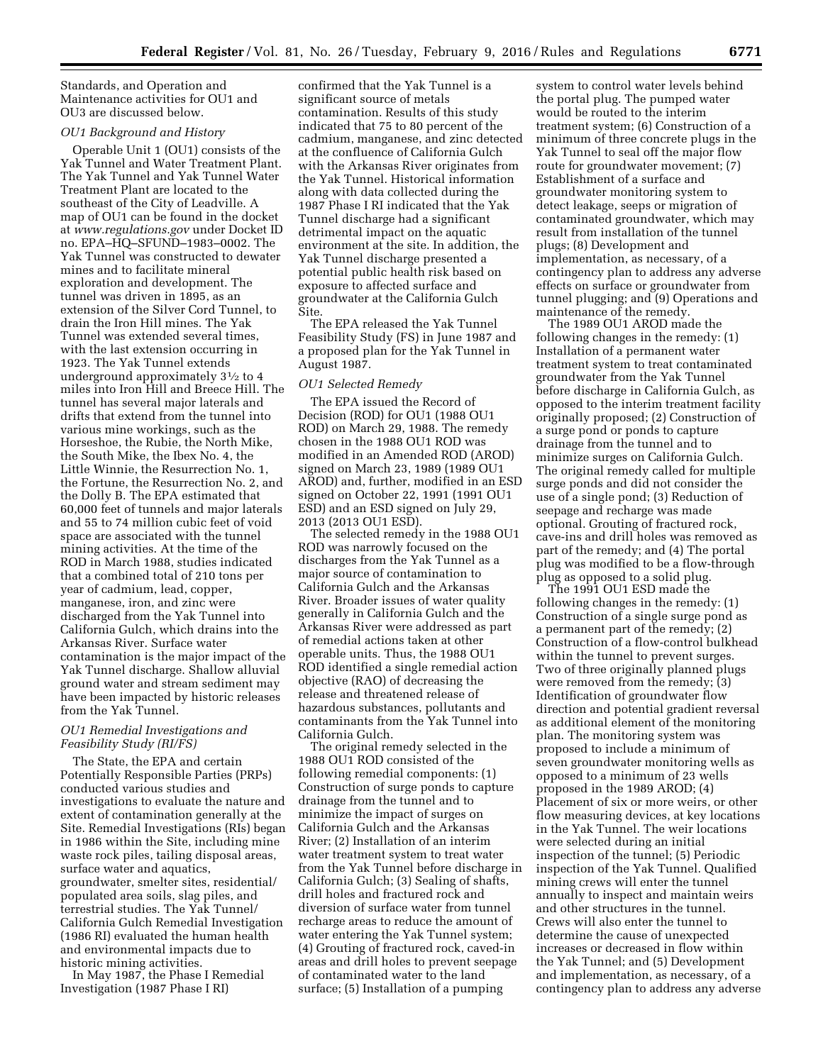Standards, and Operation and Maintenance activities for OU1 and OU3 are discussed below.

### *OU1 Background and History*

Operable Unit 1 (OU1) consists of the Yak Tunnel and Water Treatment Plant. The Yak Tunnel and Yak Tunnel Water Treatment Plant are located to the southeast of the City of Leadville. A map of OU1 can be found in the docket at *www.regulations.gov* under Docket ID no. EPA–HQ–SFUND–1983–0002. The Yak Tunnel was constructed to dewater mines and to facilitate mineral exploration and development. The tunnel was driven in 1895, as an extension of the Silver Cord Tunnel, to drain the Iron Hill mines. The Yak Tunnel was extended several times, with the last extension occurring in 1923. The Yak Tunnel extends underground approximately 3½ to 4 miles into Iron Hill and Breece Hill. The tunnel has several major laterals and drifts that extend from the tunnel into various mine workings, such as the Horseshoe, the Rubie, the North Mike, the South Mike, the Ibex No. 4, the Little Winnie, the Resurrection No. 1, the Fortune, the Resurrection No. 2, and the Dolly B. The EPA estimated that 60,000 feet of tunnels and major laterals and 55 to 74 million cubic feet of void space are associated with the tunnel mining activities. At the time of the ROD in March 1988, studies indicated that a combined total of 210 tons per year of cadmium, lead, copper, manganese, iron, and zinc were discharged from the Yak Tunnel into California Gulch, which drains into the Arkansas River. Surface water contamination is the major impact of the Yak Tunnel discharge. Shallow alluvial ground water and stream sediment may have been impacted by historic releases from the Yak Tunnel.

### *OU1 Remedial Investigations and Feasibility Study (RI/FS)*

The State, the EPA and certain Potentially Responsible Parties (PRPs) conducted various studies and investigations to evaluate the nature and extent of contamination generally at the Site. Remedial Investigations (RIs) began in 1986 within the Site, including mine waste rock piles, tailing disposal areas, surface water and aquatics, groundwater, smelter sites, residential/populated area soils, slag piles, and terrestrial studies. The Yak Tunnel/California Gulch Remedial Investigation (1986 RI) evaluated the human health and environmental impacts due to historic mining activities.

In May 1987, the Phase I Remedial Investigation (1987 Phase I RI) confirmed that the Yak Tunnel is a significant source of metals contamination. Results of this study indicated that 75 to 80 percent of the cadmium, manganese, and zinc detected at the confluence of California Gulch with the Arkansas River originates from the Yak Tunnel. Historical information along with data collected during the 1987 Phase I RI indicated that the Yak Tunnel discharge had a significant detrimental impact on the aquatic environment at the site. In addition, the Yak Tunnel discharge presented a potential public health risk based on exposure to affected surface and groundwater at the California Gulch Site.

The EPA released the Yak Tunnel Feasibility Study (FS) in June 1987 and a proposed plan for the Yak Tunnel in August 1987.

### *OU1 Selected Remedy*

The EPA issued the Record of Decision (ROD) for OU1 (1988 OU1 ROD) on March 29, 1988. The remedy chosen in the 1988 OU1 ROD was modified in an Amended ROD (AROD) signed on March 23, 1989 (1989 OU1 AROD) and, further, modified in an ESD signed on October 22, 1991 (1991 OU1 ESD) and an ESD signed on July 29, 2013 (2013 OU1 ESD).

The selected remedy in the 1988 OU1 ROD was narrowly focused on the discharges from the Yak Tunnel as a major source of contamination to California Gulch and the Arkansas River. Broader issues of water quality generally in California Gulch and the Arkansas River were addressed as part of remedial actions taken at other operable units. Thus, the 1988 OU1 ROD identified a single remedial action objective (RAO) of decreasing the release and threatened release of hazardous substances, pollutants and contaminants from the Yak Tunnel into California Gulch.

The original remedy selected in the 1988 OU1 ROD consisted of the following remedial components: (1) Construction of surge ponds to capture drainage from the tunnel and to minimize the impact of surges on California Gulch and the Arkansas River; (2) Installation of an interim water treatment system to treat water from the Yak Tunnel before discharge in California Gulch; (3) Sealing of shafts, drill holes and fractured rock and diversion of surface water from tunnel recharge areas to reduce the amount of water entering the Yak Tunnel system; (4) Grouting of fractured rock, caved-in areas and drill holes to prevent seepage of contaminated water to the land surface; (5) Installation of a pumping system to control water levels behind the portal plug. The pumped water would be routed to the interim treatment system; (6) Construction of a minimum of three concrete plugs in the Yak Tunnel to seal off the major flow route for groundwater movement; (7) Establishment of a surface and groundwater monitoring system to detect leakage, seeps or migration of contaminated groundwater, which may result from installation of the tunnel plugs; (8) Development and implementation, as necessary, of a contingency plan to address any adverse effects on surface or groundwater from tunnel plugging; and (9) Operations and maintenance of the remedy.

The 1989 OU1 AROD made the following changes in the remedy: (1) Installation of a permanent water treatment system to treat contaminated groundwater from the Yak Tunnel before discharge in California Gulch, as opposed to the interim treatment facility originally proposed; (2) Construction of a surge pond or ponds to capture drainage from the tunnel and to minimize surges on California Gulch. The original remedy called for multiple surge ponds and did not consider the use of a single pond; (3) Reduction of seepage and recharge was made optional. Grouting of fractured rock, cave-ins and drill holes was removed as part of the remedy; and (4) The portal plug was modified to be a flow-through plug as opposed to a solid plug.

The 1991 OU1 ESD made the following changes in the remedy: (1) Construction of a single surge pond as a permanent part of the remedy; (2) Construction of a flow-control bulkhead within the tunnel to prevent surges. Two of three originally planned plugs were removed from the remedy; (3) Identification of groundwater flow direction and potential gradient reversal as additional element of the monitoring plan. The monitoring system was proposed to include a minimum of seven groundwater monitoring wells as opposed to a minimum of 23 wells proposed in the 1989 AROD; (4) Placement of six or more weirs, or other flow measuring devices, at key locations in the Yak Tunnel. The weir locations were selected during an initial inspection of the tunnel; (5) Periodic inspection of the Yak Tunnel. Qualified mining crews will enter the tunnel annually to inspect and maintain weirs and other structures in the tunnel. Crews will also enter the tunnel to determine the cause of unexpected increases or decreased in flow within the Yak Tunnel; and (5) Development and implementation, as necessary, of a contingency plan to address any adverse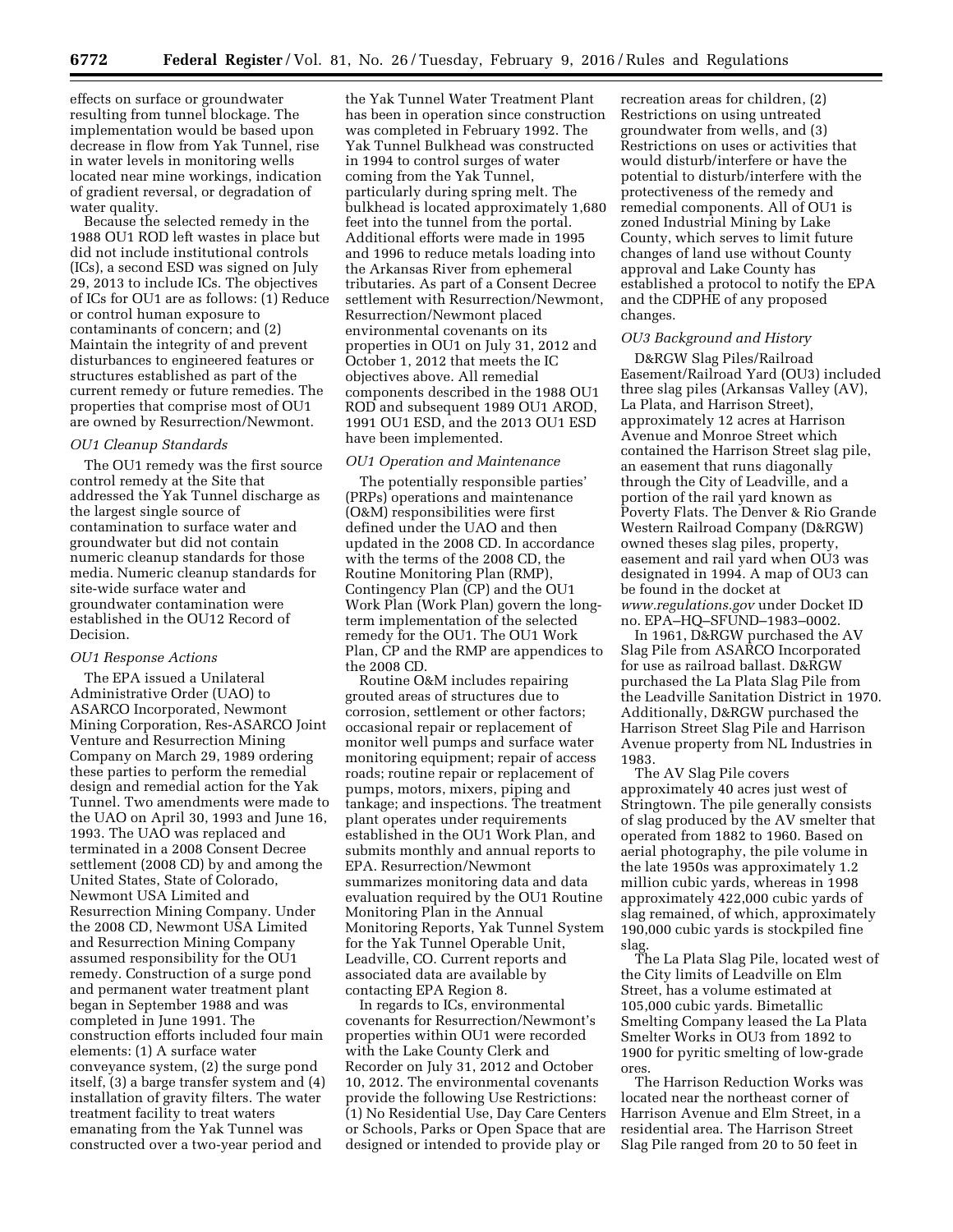effects on surface or groundwater resulting from tunnel blockage. The implementation would be based upon decrease in flow from Yak Tunnel, rise in water levels in monitoring wells located near mine workings, indication of gradient reversal, or degradation of water quality.

Because the selected remedy in the 1988 OU1 ROD left wastes in place but did not include institutional controls (ICs), a second ESD was signed on July 29, 2013 to include ICs. The objectives of ICs for OU1 are as follows: (1) Reduce or control human exposure to contaminants of concern; and (2) Maintain the integrity of and prevent disturbances to engineered features or structures established as part of the current remedy or future remedies. The properties that comprise most of OU1 are owned by Resurrection/Newmont.

*OU1 Cleanup Standards*

The OU1 remedy was the first source control remedy at the Site that addressed the Yak Tunnel discharge as the largest single source of contamination to surface water and groundwater but did not contain numeric cleanup standards for those media. Numeric cleanup standards for site-wide surface water and groundwater contamination were established in the OU12 Record of Decision.

*OU1 Response Actions*

The EPA issued a Unilateral Administrative Order (UAO) to ASARCO Incorporated, Newmont Mining Corporation, Res-ASARCO Joint Venture and Resurrection Mining Company on March 29, 1989 ordering these parties to perform the remedial design and remedial action for the Yak Tunnel. Two amendments were made to the UAO on April 30, 1993 and June 16, 1993. The UAO was replaced and terminated in a 2008 Consent Decree settlement (2008 CD) by and among the United States, State of Colorado, Newmont USA Limited and Resurrection Mining Company. Under the 2008 CD, Newmont USA Limited and Resurrection Mining Company assumed responsibility for the OU1 remedy. Construction of a surge pond and permanent water treatment plant began in September 1988 and was completed in June 1991. The construction efforts included four main elements: (1) A surface water conveyance system, (2) the surge pond itself, (3) a barge transfer system and (4) installation of gravity filters. The water treatment facility to treat waters emanating from the Yak Tunnel was constructed over a two-year period and the Yak Tunnel Water Treatment Plant has been in operation since construction was completed in February 1992. The Yak Tunnel Bulkhead was constructed in 1994 to control surges of water coming from the Yak Tunnel, particularly during spring melt. The bulkhead is located approximately 1,680 feet into the tunnel from the portal. Additional efforts were made in 1995 and 1996 to reduce metals loading into the Arkansas River from ephemeral tributaries. As part of a Consent Decree settlement with Resurrection/Newmont, Resurrection/Newmont placed environmental covenants on its properties in OU1 on July 31, 2012 and October 1, 2012 that meets the IC objectives above. All remedial components described in the 1988 OU1 ROD and subsequent 1989 OU1 AROD, 1991 OU1 ESD, and the 2013 OU1 ESD have been implemented.

*OU1 Operation and Maintenance*

The potentially responsible parties' (PRPs) operations and maintenance (O&M) responsibilities were first defined under the UAO and then updated in the 2008 CD. In accordance with the terms of the 2008 CD, the Routine Monitoring Plan (RMP), Contingency Plan (CP) and the OU1 Work Plan (Work Plan) govern the long-term implementation of the selected remedy for the OU1. The OU1 Work Plan, CP and the RMP are appendices to the 2008 CD.

Routine O&M includes repairing grouted areas of structures due to corrosion, settlement or other factors; occasional repair or replacement of monitor well pumps and surface water monitoring equipment; repair of access roads; routine repair or replacement of pumps, motors, mixers, piping and tankage; and inspections. The treatment plant operates under requirements established in the OU1 Work Plan, and submits monthly and annual reports to EPA. Resurrection/Newmont summarizes monitoring data and data evaluation required by the OU1 Routine Monitoring Plan in the Annual Monitoring Reports, Yak Tunnel System for the Yak Tunnel Operable Unit, Leadville, CO. Current reports and associated data are available by contacting EPA Region 8.

In regards to ICs, environmental covenants for Resurrection/Newmont's properties within OU1 were recorded with the Lake County Clerk and Recorder on July 31, 2012 and October 10, 2012. The environmental covenants provide the following Use Restrictions: (1) No Residential Use, Day Care Centers or Schools, Parks or Open Space that are designed or intended to provide play or recreation areas for children, (2) Restrictions on using untreated groundwater from wells, and (3) Restrictions on uses or activities that would disturb/interfere or have the potential to disturb/interfere with the protectiveness of the remedy and remedial components. All of OU1 is zoned Industrial Mining by Lake County, which serves to limit future changes of land use without County approval and Lake County has established a protocol to notify the EPA and the CDPHE of any proposed changes.

*OU3 Background and History*

D&RGW Slag Piles/Railroad Easement/Railroad Yard (OU3) included three slag piles (Arkansas Valley (AV), La Plata, and Harrison Street), approximately 12 acres at Harrison Avenue and Monroe Street which contained the Harrison Street slag pile, an easement that runs diagonally through the City of Leadville, and a portion of the rail yard known as Poverty Flats. The Denver & Rio Grande Western Railroad Company (D&RGW) owned theses slag piles, property, easement and rail yard when OU3 was designated in 1994. A map of OU3 can be found in the docket at *www.regulations.gov* under Docket ID no. EPA–HQ–SFUND–1983–0002.

In 1961, D&RGW purchased the AV Slag Pile from ASARCO Incorporated for use as railroad ballast. D&RGW purchased the La Plata Slag Pile from the Leadville Sanitation District in 1970. Additionally, D&RGW purchased the Harrison Street Slag Pile and Harrison Avenue property from NL Industries in 1983.

The AV Slag Pile covers approximately 40 acres just west of Stringtown. The pile generally consists of slag produced by the AV smelter that operated from 1882 to 1960. Based on aerial photography, the pile volume in the late 1950s was approximately 1.2 million cubic yards, whereas in 1998 approximately 422,000 cubic yards of slag remained, of which, approximately 190,000 cubic yards is stockpiled fine slag.

The La Plata Slag Pile, located west of the City limits of Leadville on Elm Street, has a volume estimated at 105,000 cubic yards. Bimetallic Smelting Company leased the La Plata Smelter Works in OU3 from 1892 to 1900 for pyritic smelting of low-grade ores.

The Harrison Reduction Works was located near the northeast corner of Harrison Avenue and Elm Street, in a residential area. The Harrison Street Slag Pile ranged from 20 to 50 feet in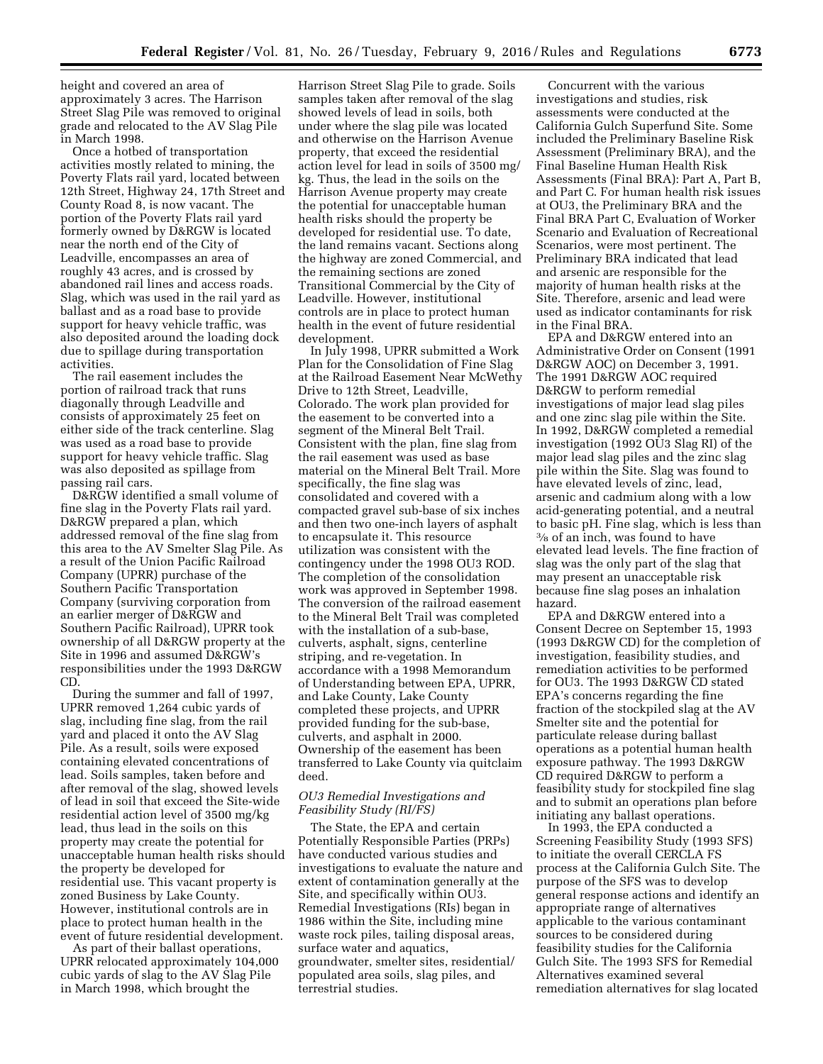height and covered an area of approximately 3 acres. The Harrison Street Slag Pile was removed to original grade and relocated to the AV Slag Pile in March 1998.

Once a hotbed of transportation activities mostly related to mining, the Poverty Flats rail yard, located between 12th Street, Highway 24, 17th Street and County Road 8, is now vacant. The portion of the Poverty Flats rail yard formerly owned by D&RGW is located near the north end of the City of Leadville, encompasses an area of roughly 43 acres, and is crossed by abandoned rail lines and access roads. Slag, which was used in the rail yard as ballast and as a road base to provide support for heavy vehicle traffic, was also deposited around the loading dock due to spillage during transportation activities.

The rail easement includes the portion of railroad track that runs diagonally through Leadville and consists of approximately 25 feet on either side of the track centerline. Slag was used as a road base to provide support for heavy vehicle traffic. Slag was also deposited as spillage from passing rail cars.

D&RGW identified a small volume of fine slag in the Poverty Flats rail yard. D&RGW prepared a plan, which addressed removal of the fine slag from this area to the AV Smelter Slag Pile. As a result of the Union Pacific Railroad Company (UPRR) purchase of the Southern Pacific Transportation Company (surviving corporation from an earlier merger of D&RGW and Southern Pacific Railroad), UPRR took ownership of all D&RGW property at the Site in 1996 and assumed D&RGW's responsibilities under the 1993 D&RGW CD.

During the summer and fall of 1997, UPRR removed 1,264 cubic yards of slag, including fine slag, from the rail yard and placed it onto the AV Slag Pile. As a result, soils were exposed containing elevated concentrations of lead. Soils samples, taken before and after removal of the slag, showed levels of lead in soil that exceed the Site-wide residential action level of 3500 mg/kg lead, thus lead in the soils on this property may create the potential for unacceptable human health risks should the property be developed for residential use. This vacant property is zoned Business by Lake County. However, institutional controls are in place to protect human health in the event of future residential development.

As part of their ballast operations, UPRR relocated approximately 104,000 cubic yards of slag to the AV Slag Pile in March 1998, which brought the Harrison Street Slag Pile to grade. Soils samples taken after removal of the slag showed levels of lead in soils, both under where the slag pile was located and otherwise on the Harrison Avenue property, that exceed the residential action level for lead in soils of 3500 mg/kg. Thus, the lead in the soils on the Harrison Avenue property may create the potential for unacceptable human health risks should the property be developed for residential use. To date, the land remains vacant. Sections along the highway are zoned Commercial, and the remaining sections are zoned Transitional Commercial by the City of Leadville. However, institutional controls are in place to protect human health in the event of future residential development.

In July 1998, UPRR submitted a Work Plan for the Consolidation of Fine Slag at the Railroad Easement Near McWethy Drive to 12th Street, Leadville, Colorado. The work plan provided for the easement to be converted into a segment of the Mineral Belt Trail. Consistent with the plan, fine slag from the rail easement was used as base material on the Mineral Belt Trail. More specifically, the fine slag was consolidated and covered with a compacted gravel sub-base of six inches and then two one-inch layers of asphalt to encapsulate it. This resource utilization was consistent with the contingency under the 1998 OU3 ROD. The completion of the consolidation work was approved in September 1998. The conversion of the railroad easement to the Mineral Belt Trail was completed with the installation of a sub-base, culverts, asphalt, signs, centerline striping, and re-vegetation. In accordance with a 1998 Memorandum of Understanding between EPA, UPRR, and Lake County, Lake County completed these projects, and UPRR provided funding for the sub-base, culverts, and asphalt in 2000. Ownership of the easement has been transferred to Lake County via quitclaim deed.

### *OU3 Remedial Investigations and Feasibility Study (RI/FS)*

The State, the EPA and certain Potentially Responsible Parties (PRPs) have conducted various studies and investigations to evaluate the nature and extent of contamination generally at the Site, and specifically within OU3. Remedial Investigations (RIs) began in 1986 within the Site, including mine waste rock piles, tailing disposal areas, surface water and aquatics, groundwater, smelter sites, residential/populated area soils, slag piles, and terrestrial studies.

Concurrent with the various investigations and studies, risk assessments were conducted at the California Gulch Superfund Site. Some included the Preliminary Baseline Risk Assessment (Preliminary BRA), and the Final Baseline Human Health Risk Assessments (Final BRA): Part A, Part B, and Part C. For human health risk issues at OU3, the Preliminary BRA and the Final BRA Part C, Evaluation of Worker Scenario and Evaluation of Recreational Scenarios, were most pertinent. The Preliminary BRA indicated that lead and arsenic are responsible for the majority of human health risks at the Site. Therefore, arsenic and lead were used as indicator contaminants for risk in the Final BRA.

EPA and D&RGW entered into an Administrative Order on Consent (1991 D&RGW AOC) on December 3, 1991. The 1991 D&RGW AOC required D&RGW to perform remedial investigations of major lead slag piles and one zinc slag pile within the Site. In 1992, D&RGW completed a remedial investigation (1992 OU3 Slag RI) of the major lead slag piles and the zinc slag pile within the Site. Slag was found to have elevated levels of zinc, lead, arsenic and cadmium along with a low acid-generating potential, and a neutral to basic pH. Fine slag, which is less than 3⁄8 of an inch, was found to have elevated lead levels. The fine fraction of slag was the only part of the slag that may present an unacceptable risk because fine slag poses an inhalation hazard.

EPA and D&RGW entered into a Consent Decree on September 15, 1993 (1993 D&RGW CD) for the completion of investigation, feasibility studies, and remediation activities to be performed for OU3. The 1993 D&RGW CD stated EPA's concerns regarding the fine fraction of the stockpiled slag at the AV Smelter site and the potential for particulate release during ballast operations as a potential human health exposure pathway. The 1993 D&RGW CD required D&RGW to perform a feasibility study for stockpiled fine slag and to submit an operations plan before initiating any ballast operations.

In 1993, the EPA conducted a Screening Feasibility Study (1993 SFS) to initiate the overall CERCLA FS process at the California Gulch Site. The purpose of the SFS was to develop general response actions and identify an appropriate range of alternatives applicable to the various contaminant sources to be considered during feasibility studies for the California Gulch Site. The 1993 SFS for Remedial Alternatives examined several remediation alternatives for slag located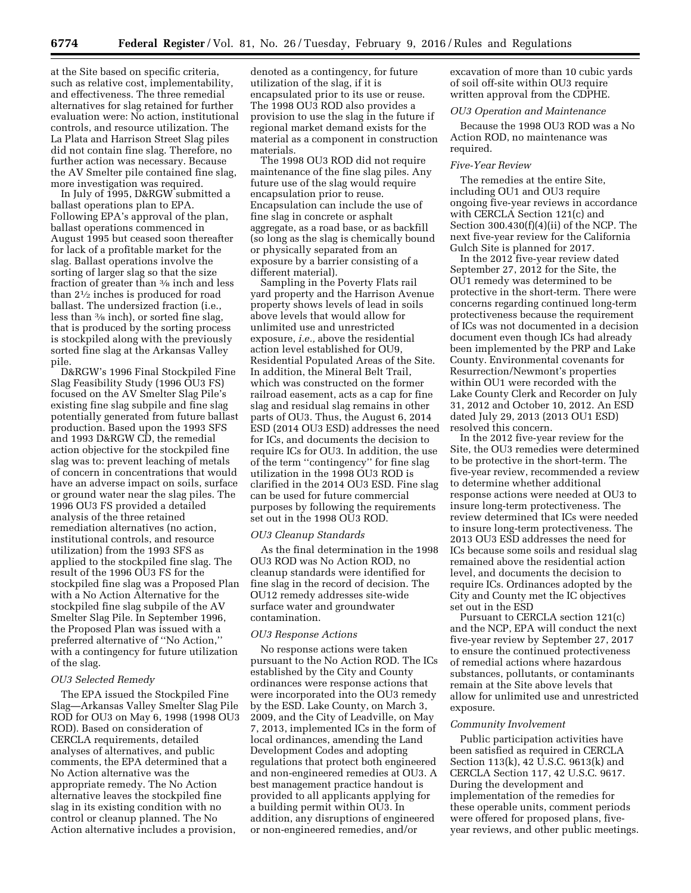at the Site based on specific criteria, such as relative cost, implementability, and effectiveness. The three remedial alternatives for slag retained for further evaluation were: No action, institutional controls, and resource utilization. The La Plata and Harrison Street Slag piles did not contain fine slag. Therefore, no further action was necessary. Because the AV Smelter pile contained fine slag, more investigation was required.

In July of 1995, D&RGW submitted a ballast operations plan to EPA. Following EPA's approval of the plan, ballast operations commenced in August 1995 but ceased soon thereafter for lack of a profitable market for the slag. Ballast operations involve the sorting of larger slag so that the size fraction of greater than 3⁄8 inch and less than 2½ inches is produced for road ballast. The undersized fraction (i.e., less than 3⁄8 inch), or sorted fine slag, that is produced by the sorting process is stockpiled along with the previously sorted fine slag at the Arkansas Valley pile.

D&RGW's 1996 Final Stockpiled Fine Slag Feasibility Study (1996 OU3 FS) focused on the AV Smelter Slag Pile's existing fine slag subpile and fine slag potentially generated from future ballast production. Based upon the 1993 SFS and 1993 D&RGW CD, the remedial action objective for the stockpiled fine slag was to: prevent leaching of metals of concern in concentrations that would have an adverse impact on soils, surface or ground water near the slag piles. The 1996 OU3 FS provided a detailed analysis of the three retained remediation alternatives (no action, institutional controls, and resource utilization) from the 1993 SFS as applied to the stockpiled fine slag. The result of the 1996 OU3 FS for the stockpiled fine slag was a Proposed Plan with a No Action Alternative for the stockpiled fine slag subpile of the AV Smelter Slag Pile. In September 1996, the Proposed Plan was issued with a preferred alternative of ''No Action,'' with a contingency for future utilization of the slag.

*OU3 Selected Remedy*

The EPA issued the Stockpiled Fine Slag—Arkansas Valley Smelter Slag Pile ROD for OU3 on May 6, 1998 (1998 OU3 ROD). Based on consideration of CERCLA requirements, detailed analyses of alternatives, and public comments, the EPA determined that a No Action alternative was the appropriate remedy. The No Action alternative leaves the stockpiled fine slag in its existing condition with no control or cleanup planned. The No Action alternative includes a provision, denoted as a contingency, for future utilization of the slag, if it is encapsulated prior to its use or reuse. The 1998 OU3 ROD also provides a provision to use the slag in the future if regional market demand exists for the material as a component in construction materials.

The 1998 OU3 ROD did not require maintenance of the fine slag piles. Any future use of the slag would require encapsulation prior to reuse. Encapsulation can include the use of fine slag in concrete or asphalt aggregate, as a road base, or as backfill (so long as the slag is chemically bound or physically separated from an exposure by a barrier consisting of a different material).

Sampling in the Poverty Flats rail yard property and the Harrison Avenue property shows levels of lead in soils above levels that would allow for unlimited use and unrestricted exposure, *i.e.,* above the residential action level established for OU9, Residential Populated Areas of the Site. In addition, the Mineral Belt Trail, which was constructed on the former railroad easement, acts as a cap for fine slag and residual slag remains in other parts of OU3. Thus, the August 6, 2014 ESD (2014 OU3 ESD) addresses the need for ICs, and documents the decision to require ICs for OU3. In addition, the use of the term ''contingency'' for fine slag utilization in the 1998 OU3 ROD is clarified in the 2014 OU3 ESD. Fine slag can be used for future commercial purposes by following the requirements set out in the 1998 OU3 ROD.

*OU3 Cleanup Standards*

As the final determination in the 1998 OU3 ROD was No Action ROD, no cleanup standards were identified for fine slag in the record of decision. The OU12 remedy addresses site-wide surface water and groundwater contamination.

*OU3 Response Actions*

No response actions were taken pursuant to the No Action ROD. The ICs established by the City and County ordinances were response actions that were incorporated into the OU3 remedy by the ESD. Lake County, on March 3, 2009, and the City of Leadville, on May 7, 2013, implemented ICs in the form of local ordinances, amending the Land Development Codes and adopting regulations that protect both engineered and non-engineered remedies at OU3. A best management practice handout is provided to all applicants applying for a building permit within OU3. In addition, any disruptions of engineered or non-engineered remedies, and/or excavation of more than 10 cubic yards of soil off-site within OU3 require written approval from the CDPHE.

*OU3 Operation and Maintenance*

Because the 1998 OU3 ROD was a No Action ROD, no maintenance was required.

*Five-Year Review*

The remedies at the entire Site, including OU1 and OU3 require ongoing five-year reviews in accordance with CERCLA Section 121(c) and Section 300.430(f)(4)(ii) of the NCP. The next five-year review for the California Gulch Site is planned for 2017.

In the 2012 five-year review dated September 27, 2012 for the Site, the OU1 remedy was determined to be protective in the short-term. There were concerns regarding continued long-term protectiveness because the requirement of ICs was not documented in a decision document even though ICs had already been implemented by the PRP and Lake County. Environmental covenants for Resurrection/Newmont's properties within OU1 were recorded with the Lake County Clerk and Recorder on July 31, 2012 and October 10, 2012. An ESD dated July 29, 2013 (2013 OU1 ESD) resolved this concern.

In the 2012 five-year review for the Site, the OU3 remedies were determined to be protective in the short-term. The five-year review, recommended a review to determine whether additional response actions were needed at OU3 to insure long-term protectiveness. The review determined that ICs were needed to insure long-term protectiveness. The 2013 OU3 ESD addresses the need for ICs because some soils and residual slag remained above the residential action level, and documents the decision to require ICs. Ordinances adopted by the City and County met the IC objectives set out in the ESD

Pursuant to CERCLA section 121(c) and the NCP, EPA will conduct the next five-year review by September 27, 2017 to ensure the continued protectiveness of remedial actions where hazardous substances, pollutants, or contaminants remain at the Site above levels that allow for unlimited use and unrestricted exposure.

*Community Involvement*

Public participation activities have been satisfied as required in CERCLA Section 113(k), 42 U.S.C. 9613(k) and CERCLA Section 117, 42 U.S.C. 9617. During the development and implementation of the remedies for these operable units, comment periods were offered for proposed plans, five-year reviews, and other public meetings.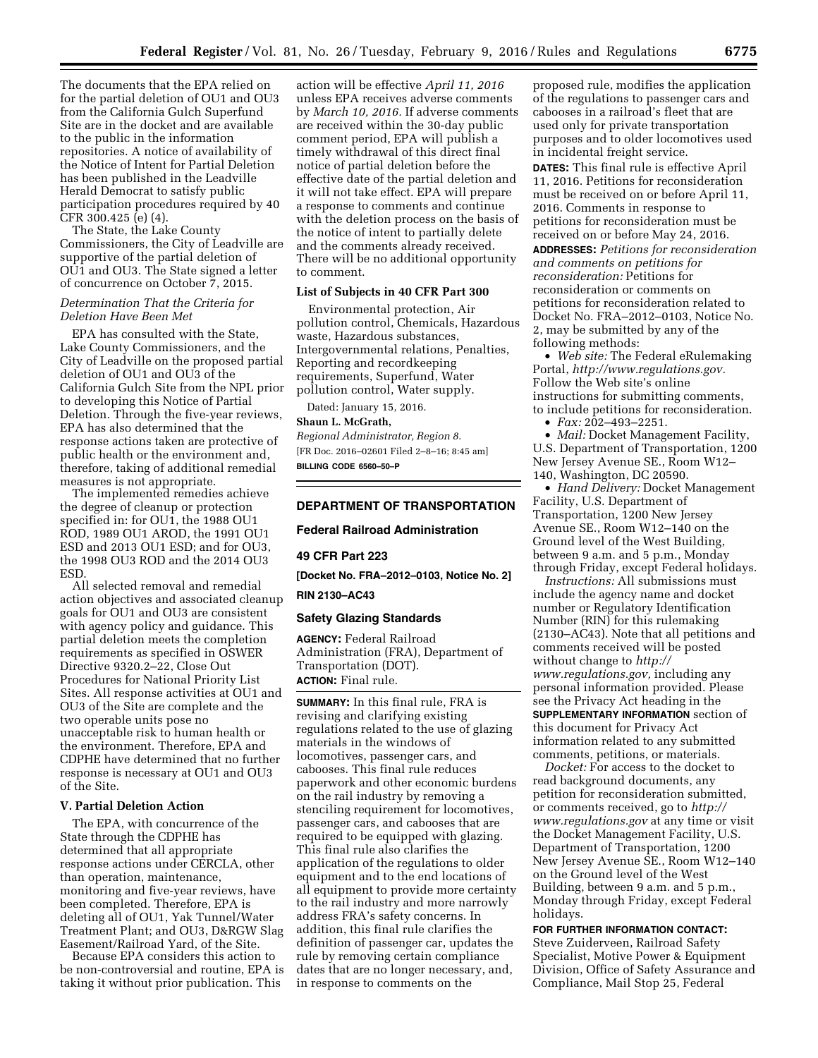The documents that the EPA relied on for the partial deletion of OU1 and OU3 from the California Gulch Superfund Site are in the docket and are available to the public in the information repositories. A notice of availability of the Notice of Intent for Partial Deletion has been published in the Leadville Herald Democrat to satisfy public participation procedures required by 40 CFR 300.425 (e) (4).

The State, the Lake County Commissioners, the City of Leadville are supportive of the partial deletion of OU1 and OU3. The State signed a letter of concurrence on October 7, 2015.

*Determination That the Criteria for Deletion Have Been Met*

EPA has consulted with the State, Lake County Commissioners, and the City of Leadville on the proposed partial deletion of OU1 and OU3 of the California Gulch Site from the NPL prior to developing this Notice of Partial Deletion. Through the five-year reviews, EPA has also determined that the response actions taken are protective of public health or the environment and, therefore, taking of additional remedial measures is not appropriate.

The implemented remedies achieve the degree of cleanup or protection specified in: for OU1, the 1988 OU1 ROD, 1989 OU1 AROD, the 1991 OU1 ESD and 2013 OU1 ESD; and for OU3, the 1998 OU3 ROD and the 2014 OU3 ESD.

All selected removal and remedial action objectives and associated cleanup goals for OU1 and OU3 are consistent with agency policy and guidance. This partial deletion meets the completion requirements as specified in OSWER Directive 9320.2–22, Close Out Procedures for National Priority List Sites. All response activities at OU1 and OU3 of the Site are complete and the two operable units pose no unacceptable risk to human health or the environment. Therefore, EPA and CDPHE have determined that no further response is necessary at OU1 and OU3 of the Site.

### V. Partial Deletion Action

The EPA, with concurrence of the State through the CDPHE has determined that all appropriate response actions under CERCLA, other than operation, maintenance, monitoring and five-year reviews, have been completed. Therefore, EPA is deleting all of OU1, Yak Tunnel/Water Treatment Plant; and OU3, D&RGW Slag Easement/Railroad Yard, of the Site.

Because EPA considers this action to be non-controversial and routine, EPA is taking it without prior publication. This action will be effective *April 11, 2016* unless EPA receives adverse comments by *March 10, 2016.* If adverse comments are received within the 30-day public comment period, EPA will publish a timely withdrawal of this direct final notice of partial deletion before the effective date of the partial deletion and it will not take effect. EPA will prepare a response to comments and continue with the deletion process on the basis of the notice of intent to partially delete and the comments already received. There will be no additional opportunity to comment.

### List of Subjects in 40 CFR Part 300

Environmental protection, Air pollution control, Chemicals, Hazardous waste, Hazardous substances, Intergovernmental relations, Penalties, Reporting and recordkeeping requirements, Superfund, Water pollution control, Water supply.

Dated: January 15, 2016.

**Shaun L. McGrath,**

*Regional Administrator, Region 8.*

[FR Doc. 2016–02601 Filed 2–8–16; 8:45 am]

**BILLING CODE 6560–50–P**

---

## DEPARTMENT OF TRANSPORTATION

### Federal Railroad Administration

### 49 CFR Part 223

**[Docket No. FRA–2012–0103, Notice No. 2]**

**RIN 2130–AC43**

### Safety Glazing Standards

**AGENCY:** Federal Railroad Administration (FRA), Department of Transportation (DOT).

**ACTION:** Final rule.

**SUMMARY:** In this final rule, FRA is revising and clarifying existing regulations related to the use of glazing materials in the windows of locomotives, passenger cars, and cabooses. This final rule reduces paperwork and other economic burdens on the rail industry by removing a stenciling requirement for locomotives, passenger cars, and cabooses that are required to be equipped with glazing. This final rule also clarifies the application of the regulations to older equipment and to the end locations of all equipment to provide more certainty to the rail industry and more narrowly address FRA's safety concerns. In addition, this final rule clarifies the definition of passenger car, updates the rule by removing certain compliance dates that are no longer necessary, and, in response to comments on the proposed rule, modifies the application of the regulations to passenger cars and cabooses in a railroad's fleet that are used only for private transportation purposes and to older locomotives used in incidental freight service.

**DATES:** This final rule is effective April 11, 2016. Petitions for reconsideration must be received on or before April 11, 2016. Comments in response to petitions for reconsideration must be received on or before May 24, 2016.

**ADDRESSES:** *Petitions for reconsideration and comments on petitions for reconsideration:* Petitions for reconsideration or comments on petitions for reconsideration related to Docket No. FRA–2012–0103, Notice No. 2, may be submitted by any of the following methods:

- *Web site:* The Federal eRulemaking Portal, *http://www.regulations.gov.* Follow the Web site's online instructions for submitting comments, to include petitions for reconsideration.
- *Fax:* 202–493–2251.
- *Mail:* Docket Management Facility, U.S. Department of Transportation, 1200 New Jersey Avenue SE., Room W12–140, Washington, DC 20590.
- *Hand Delivery:* Docket Management Facility, U.S. Department of Transportation, 1200 New Jersey Avenue SE., Room W12–140 on the Ground level of the West Building, between 9 a.m. and 5 p.m., Monday through Friday, except Federal holidays.

*Instructions:* All submissions must include the agency name and docket number or Regulatory Identification Number (RIN) for this rulemaking (2130–AC43). Note that all petitions and comments received will be posted without change to *http://www.regulations.gov,* including any personal information provided. Please see the Privacy Act heading in the **SUPPLEMENTARY INFORMATION** section of this document for Privacy Act information related to any submitted comments, petitions, or materials.

*Docket:* For access to the docket to read background documents, any petition for reconsideration submitted, or comments received, go to *http://www.regulations.gov* at any time or visit the Docket Management Facility, U.S. Department of Transportation, 1200 New Jersey Avenue SE., Room W12–140 on the Ground level of the West Building, between 9 a.m. and 5 p.m., Monday through Friday, except Federal holidays.

**FOR FURTHER INFORMATION CONTACT:** Steve Zuiderveen, Railroad Safety Specialist, Motive Power & Equipment Division, Office of Safety Assurance and Compliance, Mail Stop 25, Federal